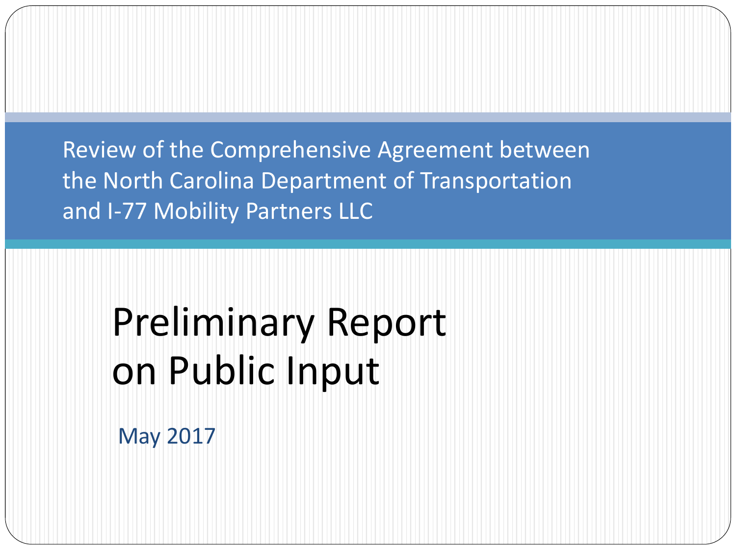Review of the Comprehensive Agreement between the North Carolina Department of Transportation and I-77 Mobility Partners LLC

# Preliminary Report on Public Input

May 2017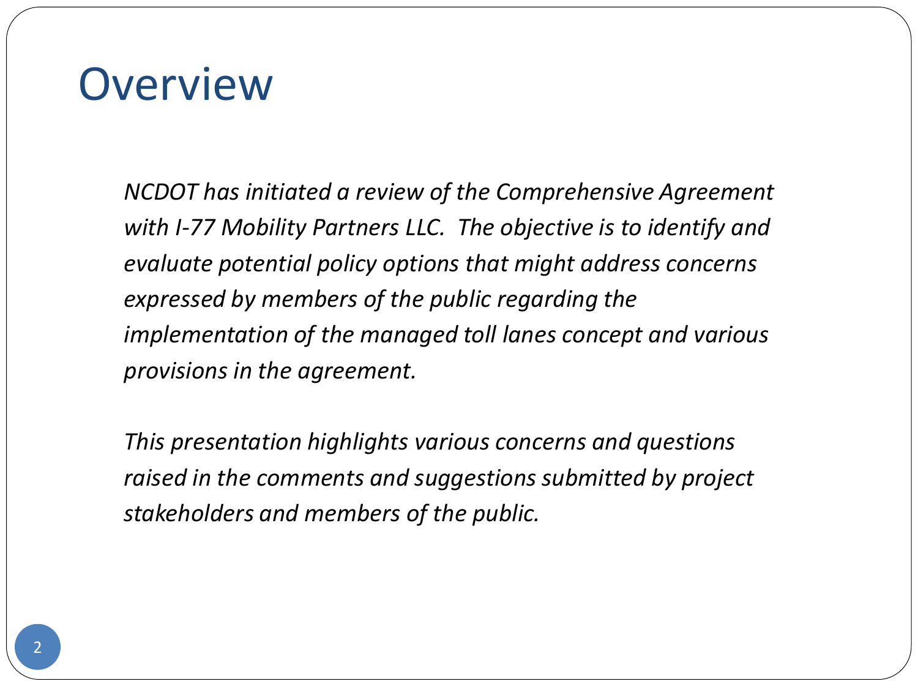# Overview

*NCDOT has initiated a review of the Comprehensive Agreement with I-77 Mobility Partners LLC. The objective is to identify and evaluate potential policy options that might address concerns expressed by members of the public regarding the implementation of the managed toll lanes concept and various provisions in the agreement.*

*This presentation highlights various concerns and questions raised in the comments and suggestions submitted by project stakeholders and members of the public.*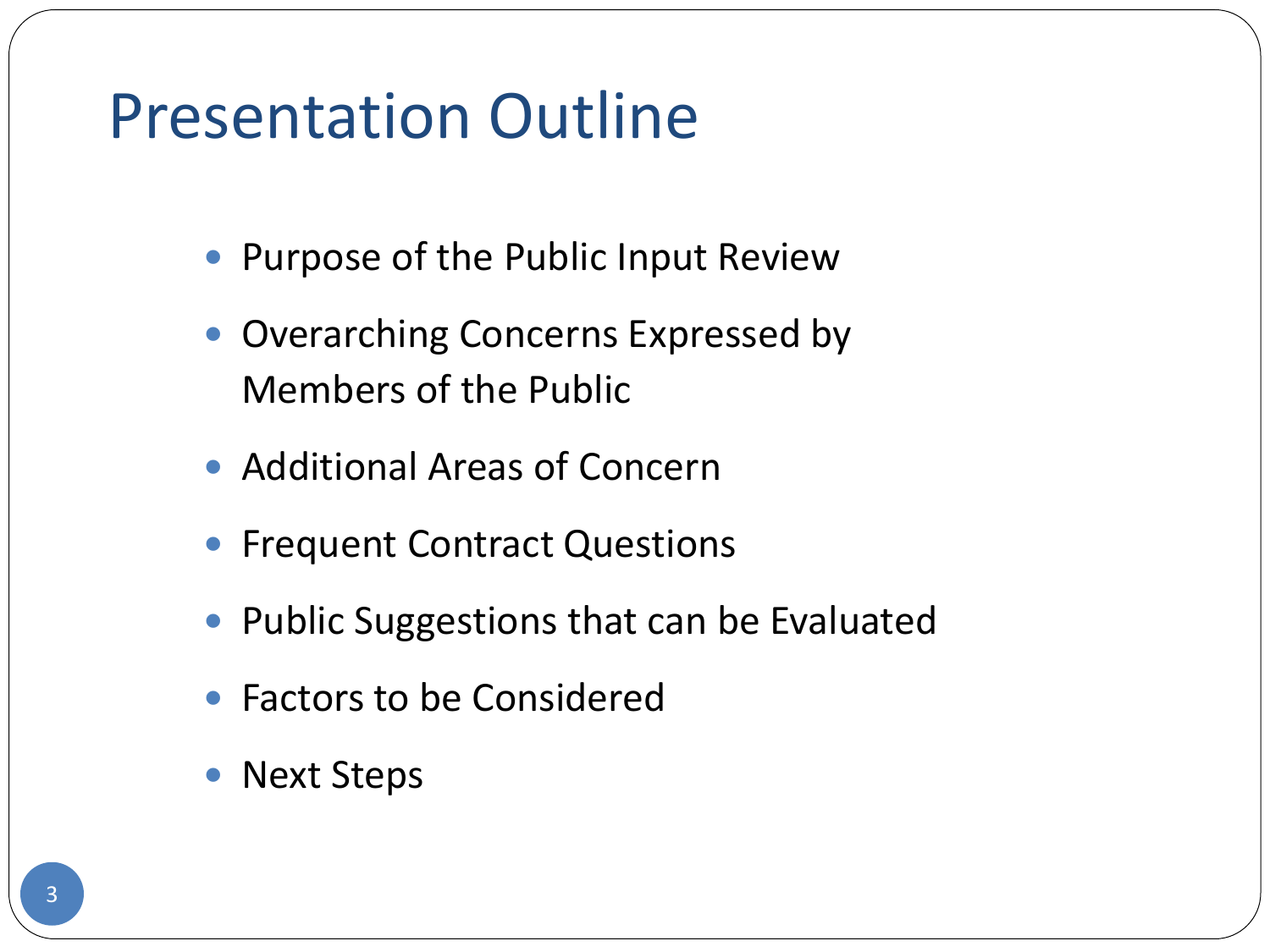# Presentation Outline

- Purpose of the Public Input Review
- Overarching Concerns Expressed by Members of the Public
- Additional Areas of Concern
- Frequent Contract Questions
- Public Suggestions that can be Evaluated
- Factors to be Considered
- Next Steps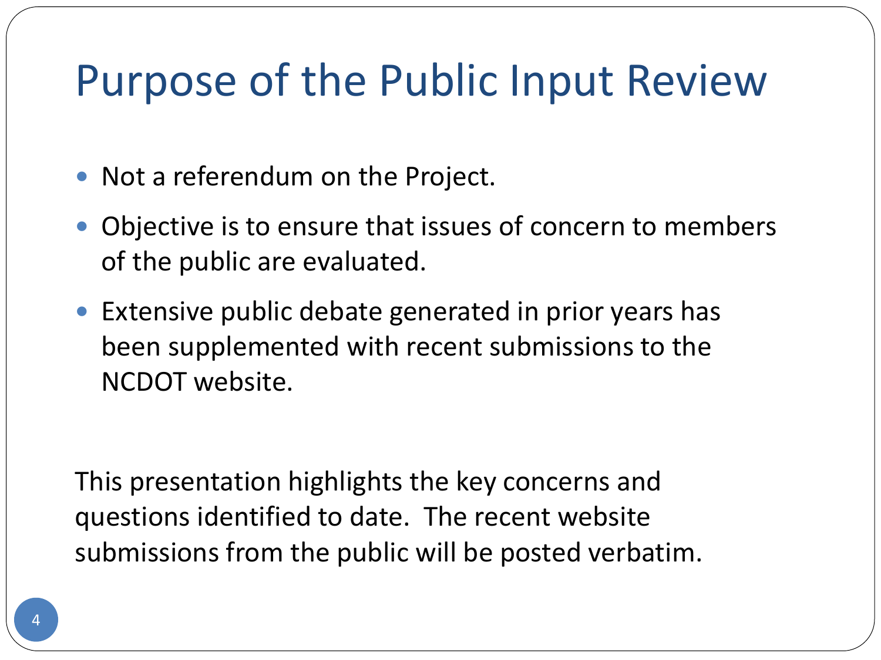# Purpose of the Public Input Review

- Not a referendum on the Project.
- Objective is to ensure that issues of concern to members of the public are evaluated.
- Extensive public debate generated in prior years has been supplemented with recent submissions to the NCDOT website.

This presentation highlights the key concerns and questions identified to date. The recent website submissions from the public will be posted verbatim.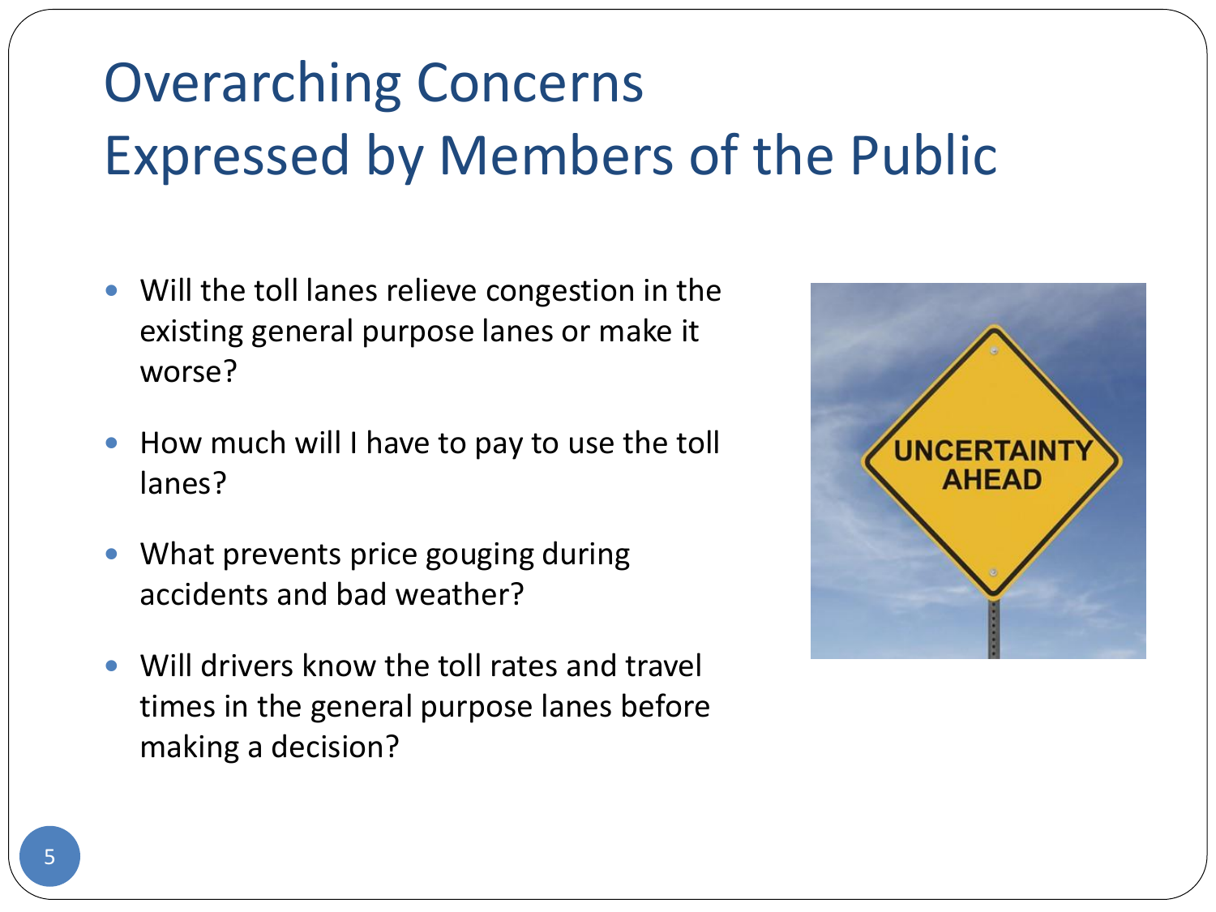# Overarching Concerns Expressed by Members of the Public

- Will the toll lanes relieve congestion in the existing general purpose lanes or make it worse?
- How much will I have to pay to use the toll lanes?
- What prevents price gouging during accidents and bad weather?
- Will drivers know the toll rates and travel times in the general purpose lanes before making a decision?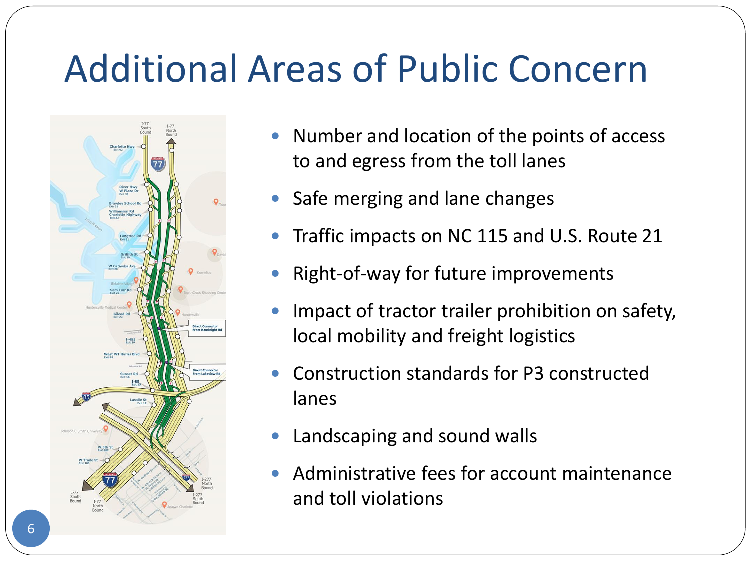# Additional Areas of Public Concern

- Number and location of the points of access to and egress from the toll lanes
- Safe merging and lane changes
- Traffic impacts on NC 115 and U.S. Route 21
- Right-of-way for future improvements
- Impact of tractor trailer prohibition on safety, local mobility and freight logistics
- Construction standards for P3 constructed lanes
- Landscaping and sound walls
- Administrative fees for account maintenance and toll violations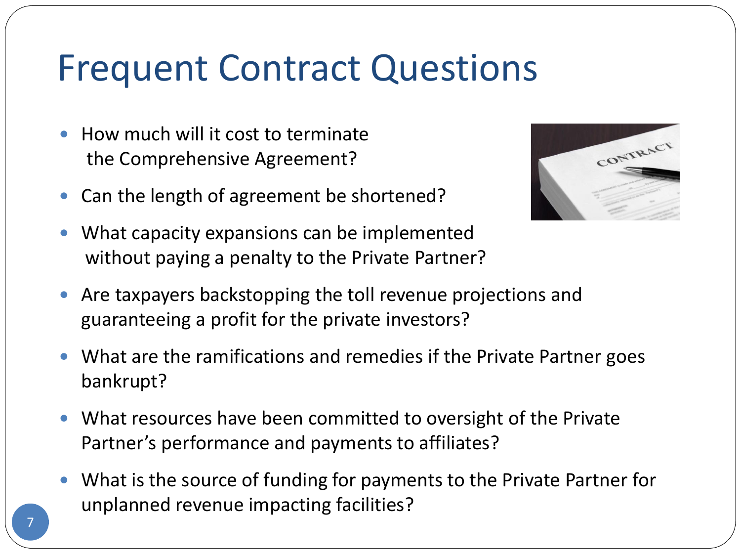# Frequent Contract Questions

- How much will it cost to terminate the Comprehensive Agreement?
- Can the length of agreement be shortened?
- What capacity expansions can be implemented without paying a penalty to the Private Partner?
- Are taxpayers backstopping the toll revenue projections and guaranteeing a profit for the private investors?
- What are the ramifications and remedies if the Private Partner goes bankrupt?
- What resources have been committed to oversight of the Private Partner's performance and payments to affiliates?
- What is the source of funding for payments to the Private Partner for unplanned revenue impacting facilities?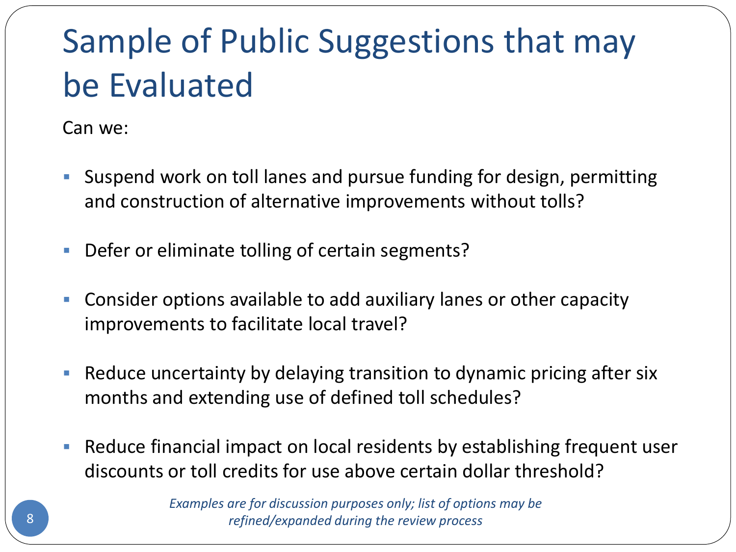# Sample of Public Suggestions that may be Evaluated

Can we:

- Suspend work on toll lanes and pursue funding for design, permitting and construction of alternative improvements without tolls?
- Defer or eliminate tolling of certain segments?
- Consider options available to add auxiliary lanes or other capacity improvements to facilitate local travel?
- Reduce uncertainty by delaying transition to dynamic pricing after six months and extending use of defined toll schedules?
- Reduce financial impact on local residents by establishing frequent user discounts or toll credits for use above certain dollar threshold?

*Examples are for discussion purposes only; list of options may be refined/expanded during the review process*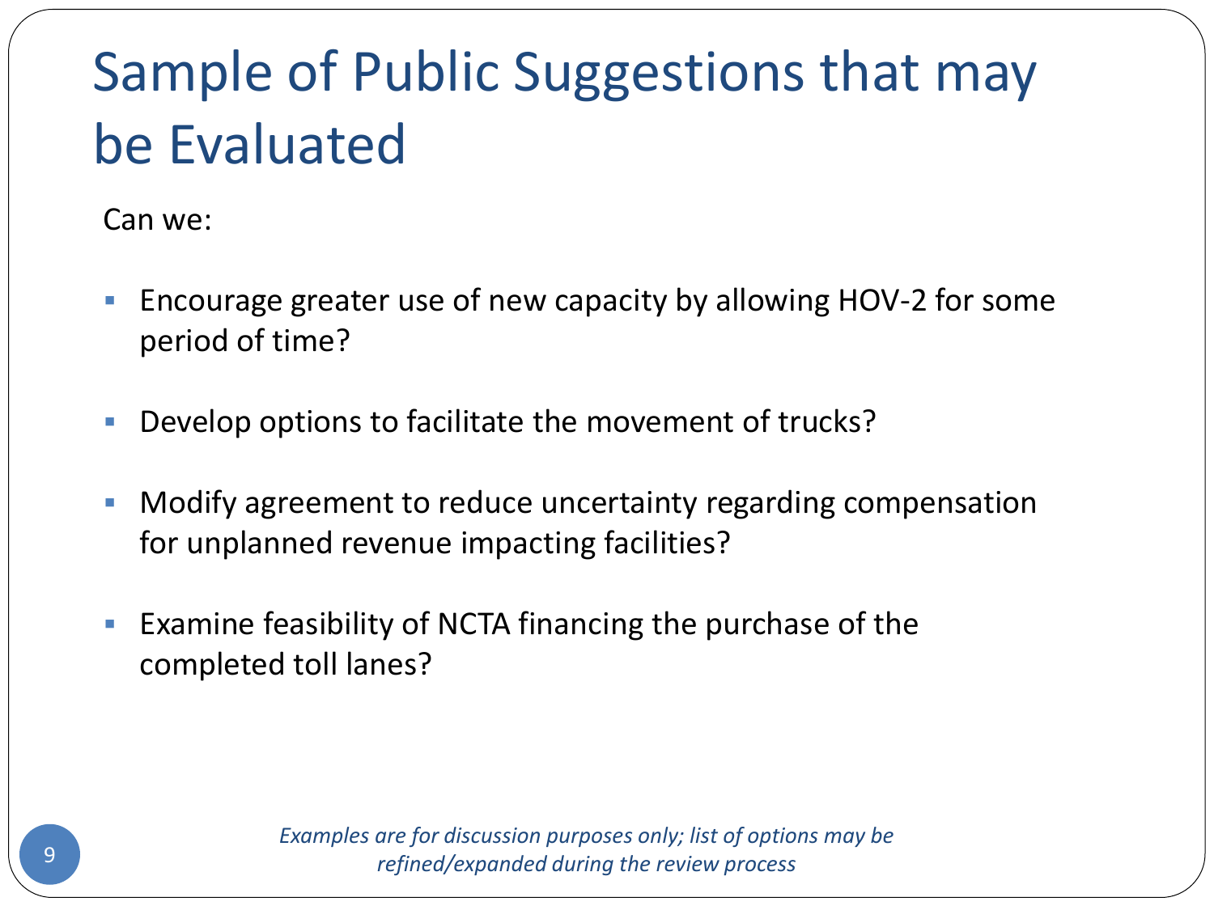# Sample of Public Suggestions that may be Evaluated

Can we:

- Encourage greater use of new capacity by allowing HOV-2 for some period of time?
- Develop options to facilitate the movement of trucks?
- Modify agreement to reduce uncertainty regarding compensation for unplanned revenue impacting facilities?
- Examine feasibility of NCTA financing the purchase of the completed toll lanes?

*Examples are for discussion purposes only; list of options may be refined/expanded during the review process*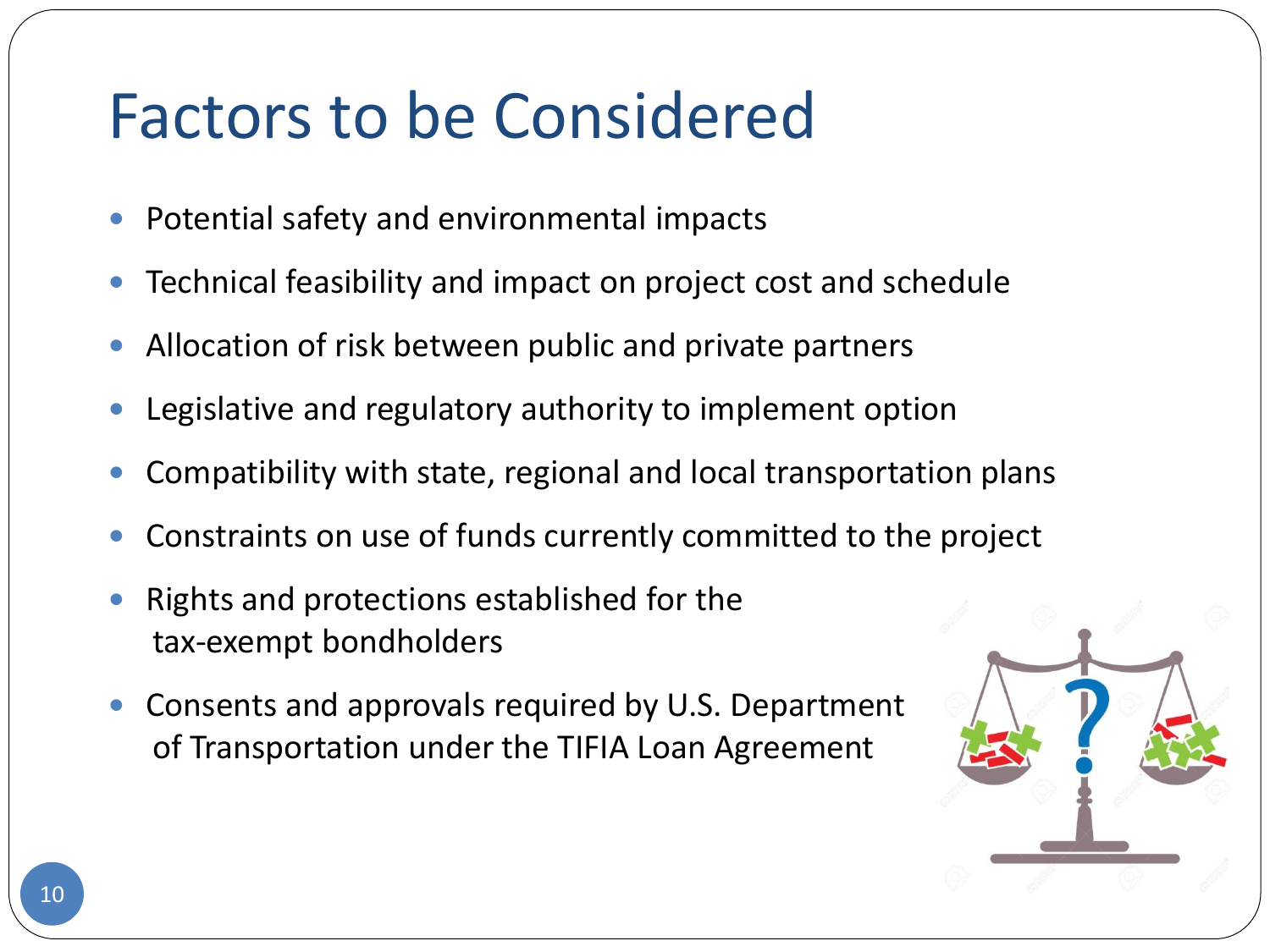# Factors to be Considered

- Potential safety and environmental impacts
- Technical feasibility and impact on project cost and schedule
- Allocation of risk between public and private partners
- Legislative and regulatory authority to implement option
- Compatibility with state, regional and local transportation plans
- Constraints on use of funds currently committed to the project
- Rights and protections established for the tax-exempt bondholders
- Consents and approvals required by U.S. Department of Transportation under the TIFIA Loan Agreement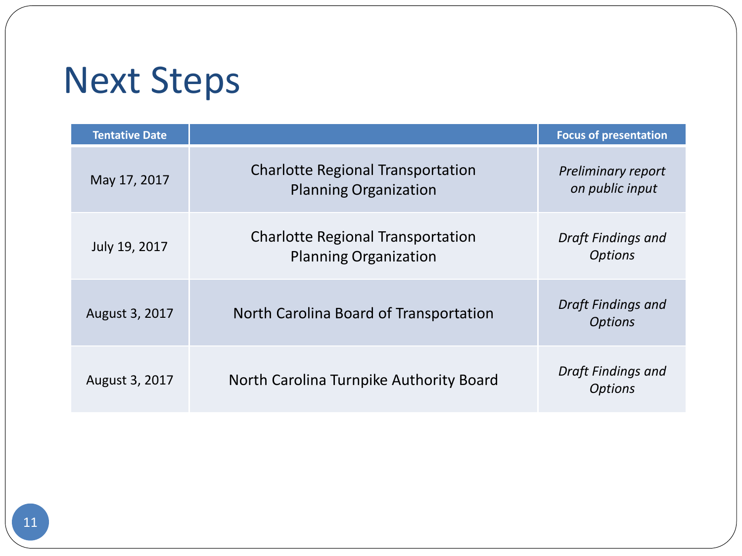# Next Steps

| Tentative Date | | Focus of presentation |
|---|---|---|
| May 17, 2017 | Charlotte Regional Transportation Planning Organization | *Preliminary report on public input* |
| July 19, 2017 | Charlotte Regional Transportation Planning Organization | *Draft Findings and Options* |
| August 3, 2017 | North Carolina Board of Transportation | *Draft Findings and Options* |
| August 3, 2017 | North Carolina Turnpike Authority Board | *Draft Findings and Options* |